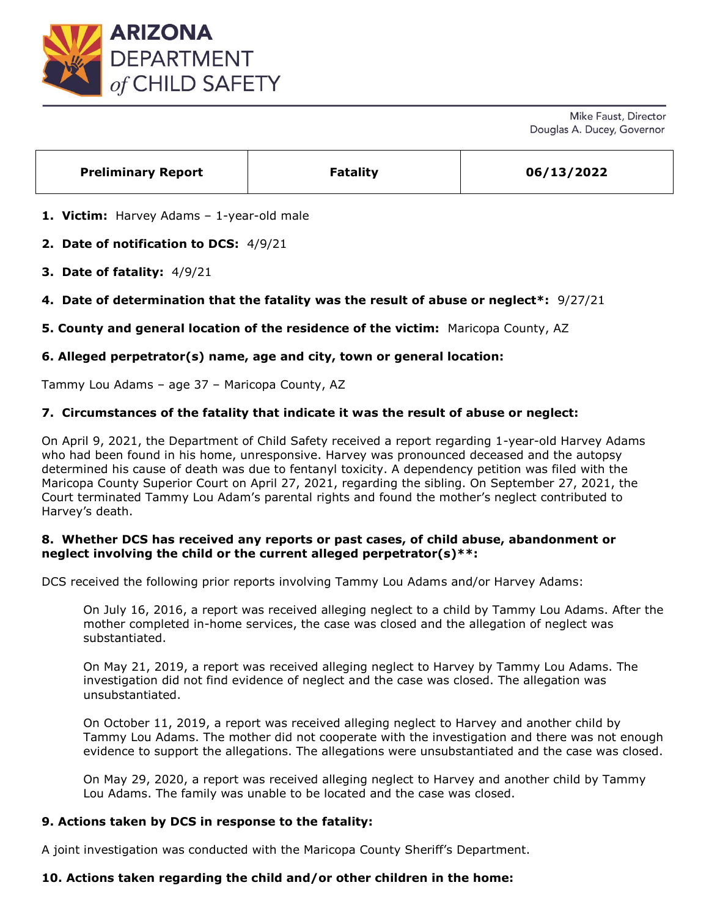# ARIZONA DEPARTMENT of CHILD SAFETY

Mike Faust, Director
Douglas A. Ducey, Governor

| Preliminary Report | Fatality | 06/13/2022 |
| --- | --- | --- |

1. **Victim:** Harvey Adams – 1-year-old male
2. **Date of notification to DCS:** 4/9/21
3. **Date of fatality:** 4/9/21
4. **Date of determination that the fatality was the result of abuse or neglect*:** 9/27/21
5. **County and general location of the residence of the victim:** Maricopa County, AZ
6. **Alleged perpetrator(s) name, age and city, town or general location:**

Tammy Lou Adams – age 37 – Maricopa County, AZ

**7. Circumstances of the fatality that indicate it was the result of abuse or neglect:**

On April 9, 2021, the Department of Child Safety received a report regarding 1-year-old Harvey Adams who had been found in his home, unresponsive. Harvey was pronounced deceased and the autopsy determined his cause of death was due to fentanyl toxicity. A dependency petition was filed with the Maricopa County Superior Court on April 27, 2021, regarding the sibling. On September 27, 2021, the Court terminated Tammy Lou Adam's parental rights and found the mother's neglect contributed to Harvey's death.

**8. Whether DCS has received any reports or past cases, of child abuse, abandonment or neglect involving the child or the current alleged perpetrator(s)**:**

DCS received the following prior reports involving Tammy Lou Adams and/or Harvey Adams:

> On July 16, 2016, a report was received alleging neglect to a child by Tammy Lou Adams. After the mother completed in-home services, the case was closed and the allegation of neglect was substantiated.
>
> On May 21, 2019, a report was received alleging neglect to Harvey by Tammy Lou Adams. The investigation did not find evidence of neglect and the case was closed. The allegation was unsubstantiated.
>
> On October 11, 2019, a report was received alleging neglect to Harvey and another child by Tammy Lou Adams. The mother did not cooperate with the investigation and there was not enough evidence to support the allegations. The allegations were unsubstantiated and the case was closed.
>
> On May 29, 2020, a report was received alleging neglect to Harvey and another child by Tammy Lou Adams. The family was unable to be located and the case was closed.

**9. Actions taken by DCS in response to the fatality:**

A joint investigation was conducted with the Maricopa County Sheriff's Department.

**10. Actions taken regarding the child and/or other children in the home:**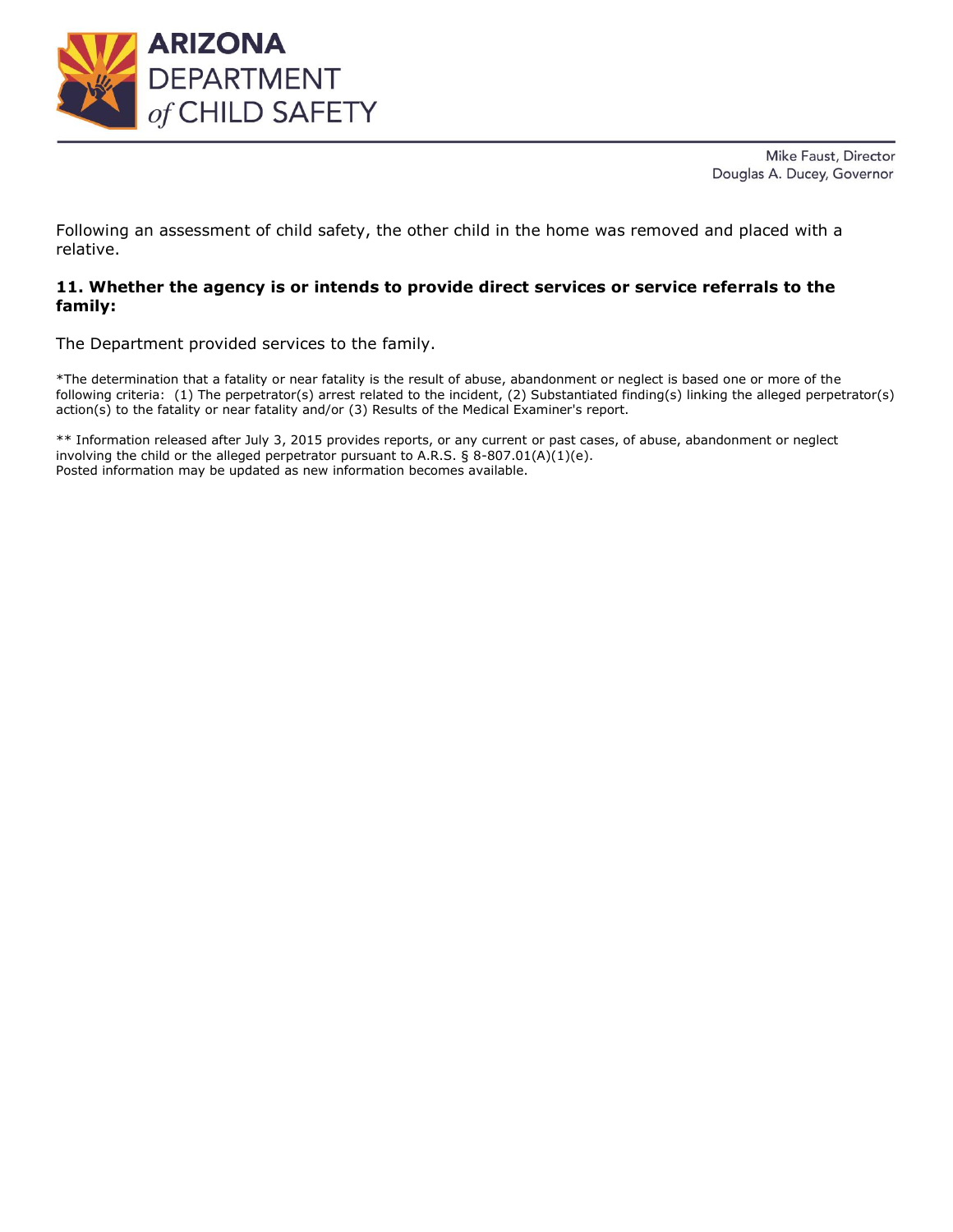Following an assessment of child safety, the other child in the home was removed and placed with a relative.

**11. Whether the agency is or intends to provide direct services or service referrals to the family:**

The Department provided services to the family.

*The determination that a fatality or near fatality is the result of abuse, abandonment or neglect is based one or more of the following criteria: (1) The perpetrator(s) arrest related to the incident, (2) Substantiated finding(s) linking the alleged perpetrator(s) action(s) to the fatality or near fatality and/or (3) Results of the Medical Examiner's report.

** Information released after July 3, 2015 provides reports, or any current or past cases, of abuse, abandonment or neglect involving the child or the alleged perpetrator pursuant to A.R.S. § 8-807.01(A)(1)(e).
Posted information may be updated as new information becomes available.